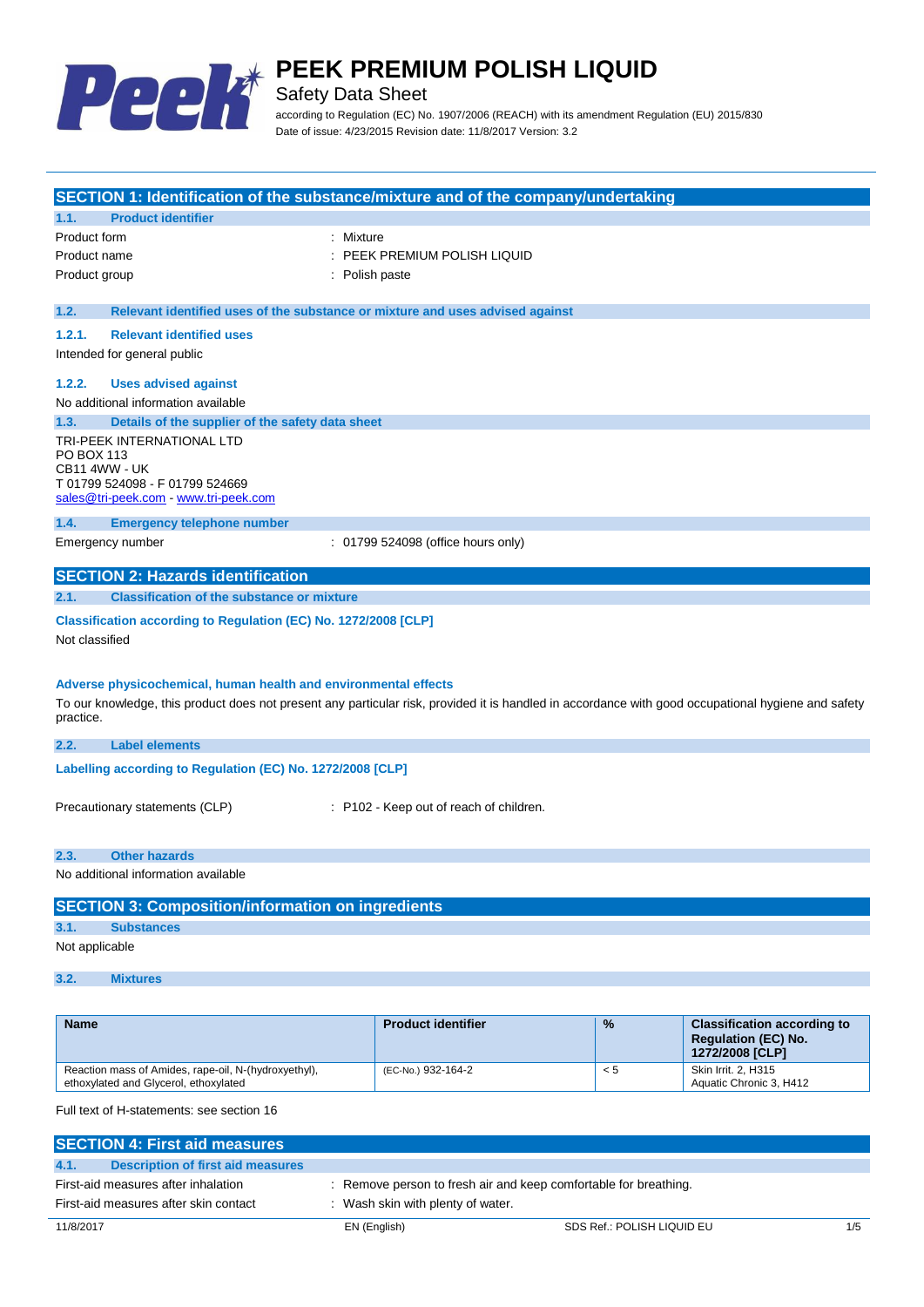# PEEK PREMIUM POLISH LIQUID

Safety Data Sheet

according to Regulation (EC) No. 1907/2006 (REACH) with its amendment Regulation (EU) 2015/830

Date of issue: 4/23/2015 Revision date: 11/8/2017 Version: 3.2

## SECTION 1: Identification of the substance/mixture and of the company/undertaking

### 1.1. Product identifier

Product form : Mixture

Product name : PEEK PREMIUM POLISH LIQUID

Product group : Polish paste

### 1.2. Relevant identified uses of the substance or mixture and uses advised against

#### 1.2.1. Relevant identified uses

Intended for general public

#### 1.2.2. Uses advised against

No additional information available

### 1.3. Details of the supplier of the safety data sheet

TRI-PEEK INTERNATIONAL LTD
PO BOX 113
CB11 4WW - UK
T 01799 524098 - F 01799 524669
sales@tri-peek.com - www.tri-peek.com

### 1.4. Emergency telephone number

Emergency number : 01799 524098 (office hours only)

## SECTION 2: Hazards identification

### 2.1. Classification of the substance or mixture

**Classification according to Regulation (EC) No. 1272/2008 [CLP]**

Not classified

**Adverse physicochemical, human health and environmental effects**

To our knowledge, this product does not present any particular risk, provided it is handled in accordance with good occupational hygiene and safety practice.

### 2.2. Label elements

**Labelling according to Regulation (EC) No. 1272/2008 [CLP]**

Precautionary statements (CLP) : P102 - Keep out of reach of children.

### 2.3. Other hazards

No additional information available

## SECTION 3: Composition/information on ingredients

### 3.1. Substances

Not applicable

### 3.2. Mixtures

| Name | Product identifier | % | Classification according to Regulation (EC) No. 1272/2008 [CLP] |
|---|---|---|---|
| Reaction mass of Amides, rape-oil, N-(hydroxyethyl), ethoxylated and Glycerol, ethoxylated | (EC-No.) 932-164-2 | < 5 | Skin Irrit. 2, H315<br>Aquatic Chronic 3, H412 |

Full text of H-statements: see section 16

## SECTION 4: First aid measures

### 4.1. Description of first aid measures

First-aid measures after inhalation : Remove person to fresh air and keep comfortable for breathing.

First-aid measures after skin contact : Wash skin with plenty of water.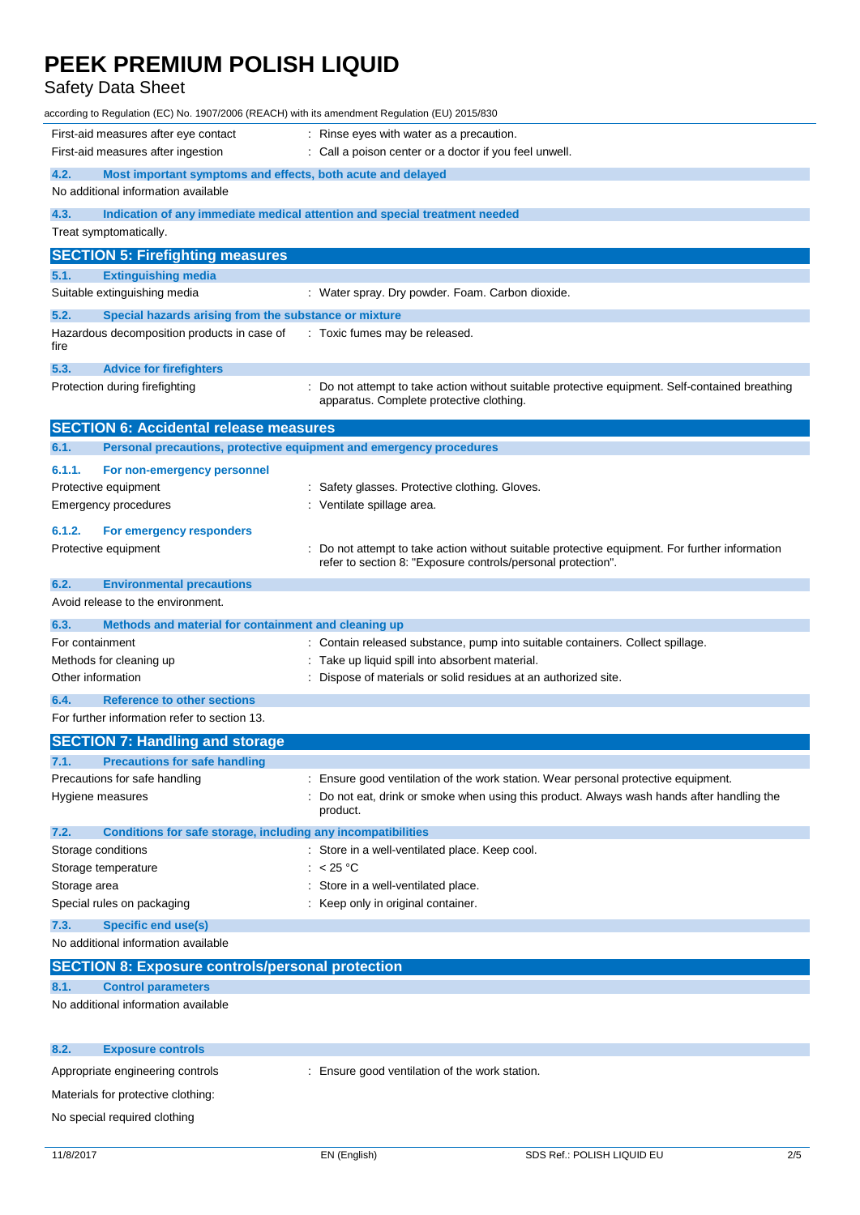| | |
|---|---|
| First-aid measures after eye contact | : Rinse eyes with water as a precaution. |
| First-aid measures after ingestion | : Call a poison center or a doctor if you feel unwell. |

### 4.2. Most important symptoms and effects, both acute and delayed

No additional information available

### 4.3. Indication of any immediate medical attention and special treatment needed

Treat symptomatically.

## SECTION 5: Firefighting measures

### 5.1. Extinguishing media

| | |
|---|---|
| Suitable extinguishing media | : Water spray. Dry powder. Foam. Carbon dioxide. |

### 5.2. Special hazards arising from the substance or mixture

| | |
|---|---|
| Hazardous decomposition products in case of fire | : Toxic fumes may be released. |

### 5.3. Advice for firefighters

| | |
|---|---|
| Protection during firefighting | : Do not attempt to take action without suitable protective equipment. Self-contained breathing apparatus. Complete protective clothing. |

## SECTION 6: Accidental release measures

### 6.1. Personal precautions, protective equipment and emergency procedures

#### 6.1.1. For non-emergency personnel

| | |
|---|---|
| Protective equipment | : Safety glasses. Protective clothing. Gloves. |
| Emergency procedures | : Ventilate spillage area. |

#### 6.1.2. For emergency responders

| | |
|---|---|
| Protective equipment | : Do not attempt to take action without suitable protective equipment. For further information refer to section 8: "Exposure controls/personal protection". |

### 6.2. Environmental precautions

Avoid release to the environment.

### 6.3. Methods and material for containment and cleaning up

| | |
|---|---|
| For containment | : Contain released substance, pump into suitable containers. Collect spillage. |
| Methods for cleaning up | : Take up liquid spill into absorbent material. |
| Other information | : Dispose of materials or solid residues at an authorized site. |

### 6.4. Reference to other sections

For further information refer to section 13.

## SECTION 7: Handling and storage

### 7.1. Precautions for safe handling

| | |
|---|---|
| Precautions for safe handling | : Ensure good ventilation of the work station. Wear personal protective equipment. |
| Hygiene measures | : Do not eat, drink or smoke when using this product. Always wash hands after handling the product. |

### 7.2. Conditions for safe storage, including any incompatibilities

| | |
|---|---|
| Storage conditions | : Store in a well-ventilated place. Keep cool. |
| Storage temperature | : < 25 °C |
| Storage area | : Store in a well-ventilated place. |
| Special rules on packaging | : Keep only in original container. |

### 7.3. Specific end use(s)

No additional information available

## SECTION 8: Exposure controls/personal protection

### 8.1. Control parameters

No additional information available

### 8.2. Exposure controls

| | |
|---|---|
| Appropriate engineering controls | : Ensure good ventilation of the work station. |

Materials for protective clothing:

No special required clothing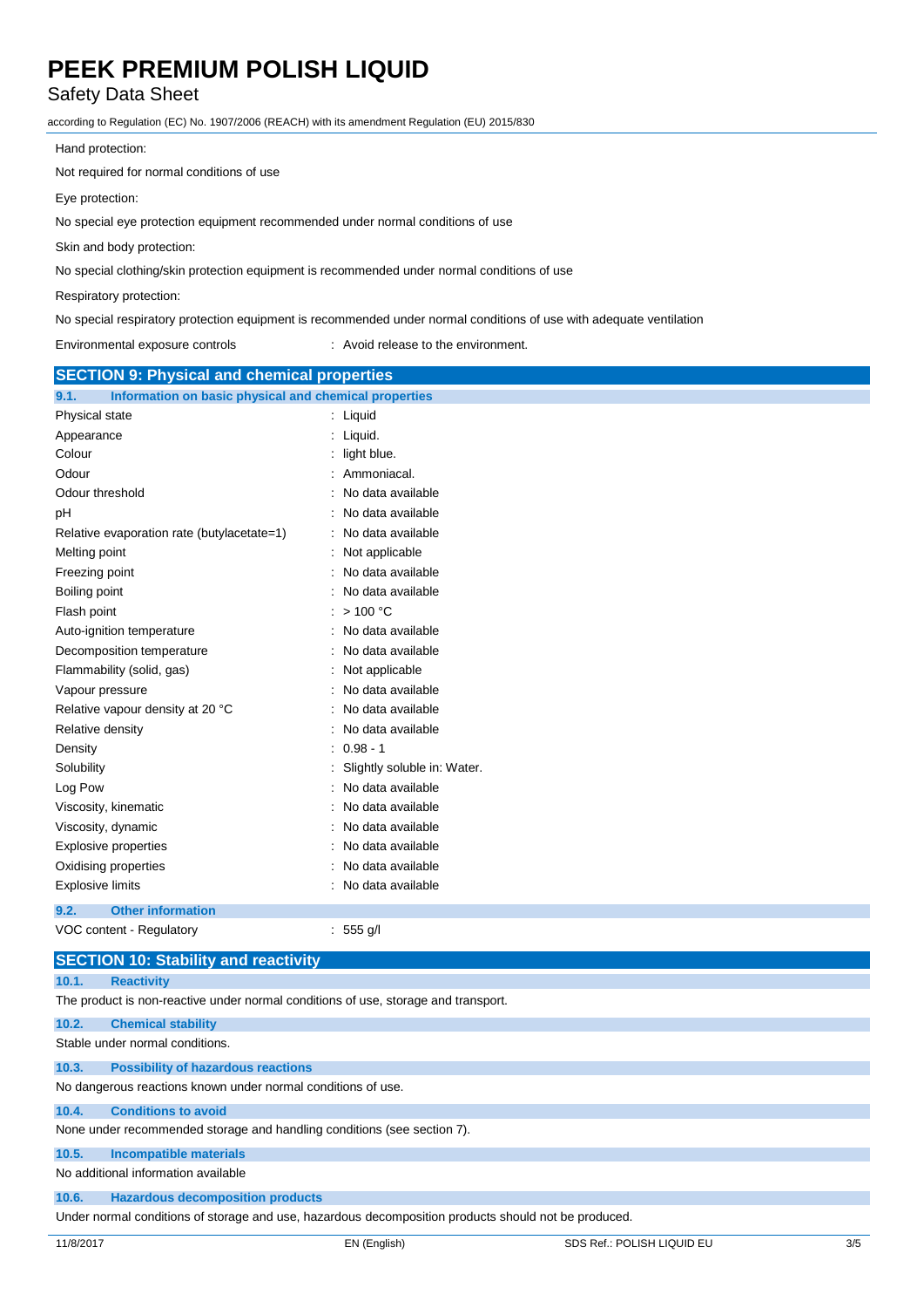Hand protection:

Not required for normal conditions of use

Eye protection:

No special eye protection equipment recommended under normal conditions of use

Skin and body protection:

No special clothing/skin protection equipment is recommended under normal conditions of use

Respiratory protection:

No special respiratory protection equipment is recommended under normal conditions of use with adequate ventilation

| | |
|---|---|
| Environmental exposure controls | : Avoid release to the environment. |

## SECTION 9: Physical and chemical properties

### 9.1. Information on basic physical and chemical properties

| | |
|---|---|
| Physical state | : Liquid |
| Appearance | : Liquid. |
| Colour | : light blue. |
| Odour | : Ammoniacal. |
| Odour threshold | : No data available |
| pH | : No data available |
| Relative evaporation rate (butylacetate=1) | : No data available |
| Melting point | : Not applicable |
| Freezing point | : No data available |
| Boiling point | : No data available |
| Flash point | : > 100 °C |
| Auto-ignition temperature | : No data available |
| Decomposition temperature | : No data available |
| Flammability (solid, gas) | : Not applicable |
| Vapour pressure | : No data available |
| Relative vapour density at 20 °C | : No data available |
| Relative density | : No data available |
| Density | : 0.98 - 1 |
| Solubility | : Slightly soluble in: Water. |
| Log Pow | : No data available |
| Viscosity, kinematic | : No data available |
| Viscosity, dynamic | : No data available |
| Explosive properties | : No data available |
| Oxidising properties | : No data available |
| Explosive limits | : No data available |

### 9.2. Other information

| | |
|---|---|
| VOC content - Regulatory | : 555 g/l |

## SECTION 10: Stability and reactivity

### 10.1. Reactivity

The product is non-reactive under normal conditions of use, storage and transport.

### 10.2. Chemical stability

Stable under normal conditions.

### 10.3. Possibility of hazardous reactions

No dangerous reactions known under normal conditions of use.

### 10.4. Conditions to avoid

None under recommended storage and handling conditions (see section 7).

### 10.5. Incompatible materials

No additional information available

### 10.6. Hazardous decomposition products

Under normal conditions of storage and use, hazardous decomposition products should not be produced.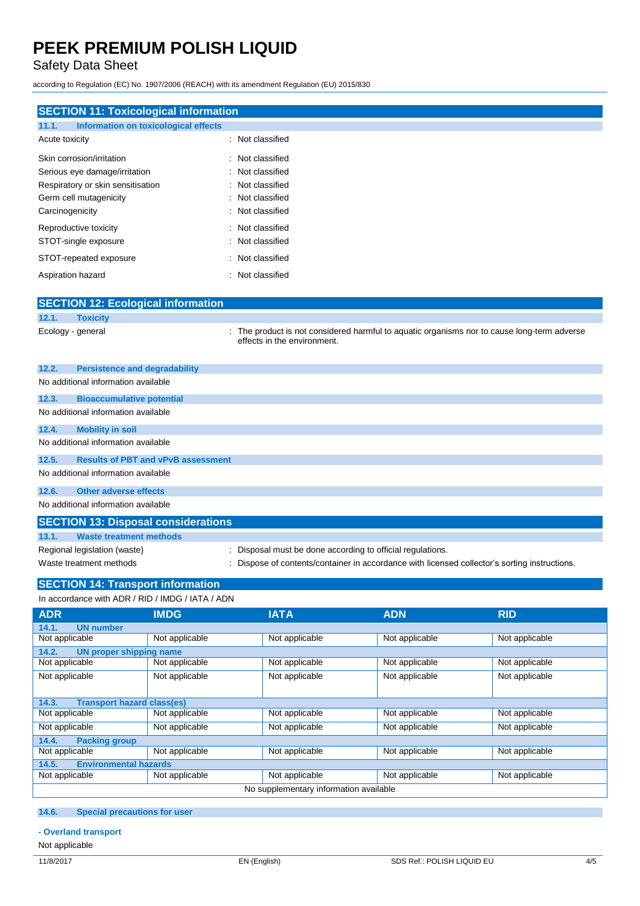## SECTION 11: Toxicological information

### 11.1. Information on toxicological effects

| | |
|---|---|
| Acute toxicity | : Not classified |
| Skin corrosion/irritation | : Not classified |
| Serious eye damage/irritation | : Not classified |
| Respiratory or skin sensitisation | : Not classified |
| Germ cell mutagenicity | : Not classified |
| Carcinogenicity | : Not classified |
| Reproductive toxicity | : Not classified |
| STOT-single exposure | : Not classified |
| STOT-repeated exposure | : Not classified |
| Aspiration hazard | : Not classified |

## SECTION 12: Ecological information

### 12.1. Toxicity

| | |
|---|---|
| Ecology - general | : The product is not considered harmful to aquatic organisms nor to cause long-term adverse effects in the environment. |

### 12.2. Persistence and degradability

No additional information available

### 12.3. Bioaccumulative potential

No additional information available

### 12.4. Mobility in soil

No additional information available

### 12.5. Results of PBT and vPvB assessment

No additional information available

### 12.6. Other adverse effects

No additional information available

## SECTION 13: Disposal considerations

### 13.1. Waste treatment methods

| | |
|---|---|
| Regional legislation (waste) | : Disposal must be done according to official regulations. |
| Waste treatment methods | : Dispose of contents/container in accordance with licensed collector's sorting instructions. |

## SECTION 14: Transport information

In accordance with ADR / RID / IMDG / IATA / ADN

| ADR | IMDG | IATA | ADN | RID |
|---|---|---|---|---|
| **14.1. UN number** | | | | |
| Not applicable | Not applicable | Not applicable | Not applicable | Not applicable |
| **14.2. UN proper shipping name** | | | | |
| Not applicable | Not applicable | Not applicable | Not applicable | Not applicable |
| Not applicable | Not applicable | Not applicable | Not applicable | Not applicable |
| **14.3. Transport hazard class(es)** | | | | |
| Not applicable | Not applicable | Not applicable | Not applicable | Not applicable |
| Not applicable | Not applicable | Not applicable | Not applicable | Not applicable |
| **14.4. Packing group** | | | | |
| Not applicable | Not applicable | Not applicable | Not applicable | Not applicable |
| **14.5. Environmental hazards** | | | | |
| Not applicable | Not applicable | Not applicable | Not applicable | Not applicable |
| No supplementary information available | | | | |

### 14.6. Special precautions for user

**- Overland transport**

Not applicable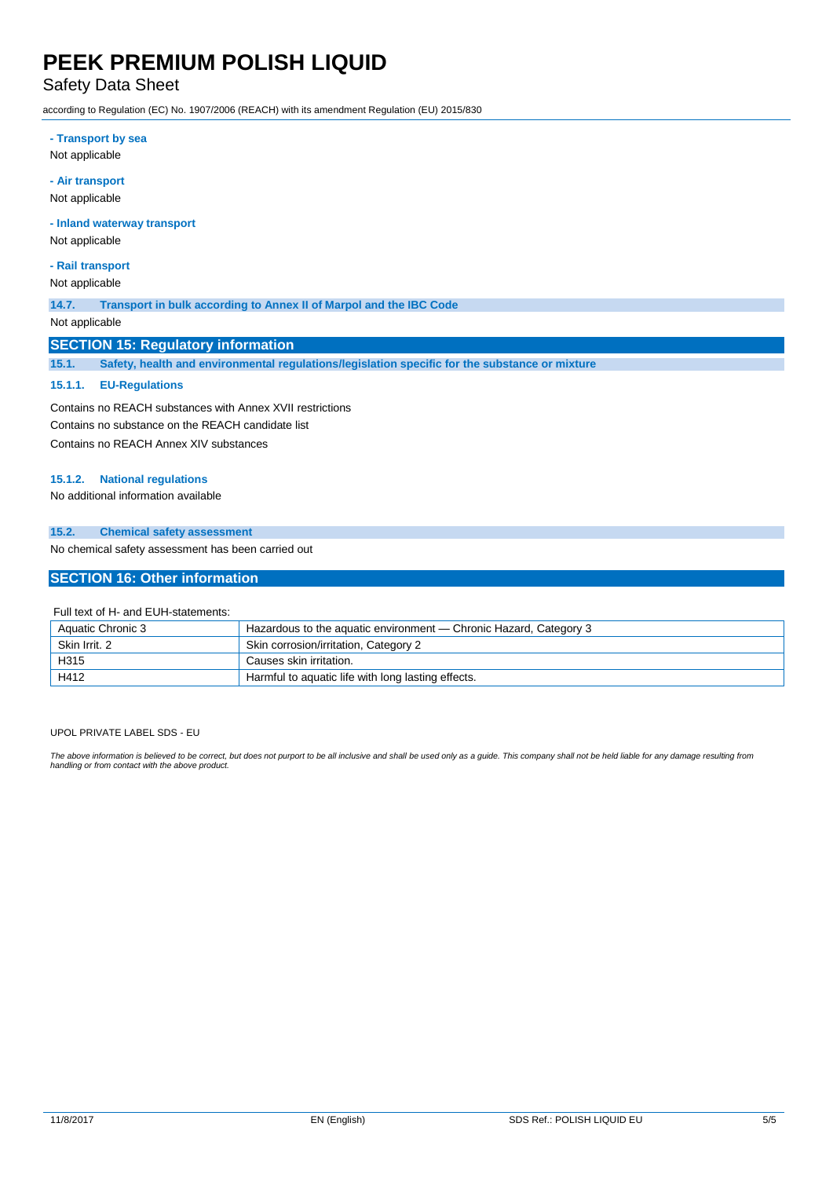**- Transport by sea**

Not applicable

**- Air transport**

Not applicable

**- Inland waterway transport**

Not applicable

**- Rail transport**

Not applicable

### 14.7. Transport in bulk according to Annex II of Marpol and the IBC Code

Not applicable

## SECTION 15: Regulatory information

### 15.1. Safety, health and environmental regulations/legislation specific for the substance or mixture

#### 15.1.1. EU-Regulations

Contains no REACH substances with Annex XVII restrictions

Contains no substance on the REACH candidate list

Contains no REACH Annex XIV substances

#### 15.1.2. National regulations

No additional information available

### 15.2. Chemical safety assessment

No chemical safety assessment has been carried out

## SECTION 16: Other information

Full text of H- and EUH-statements:

| | |
|---|---|
| Aquatic Chronic 3 | Hazardous to the aquatic environment — Chronic Hazard, Category 3 |
| Skin Irrit. 2 | Skin corrosion/irritation, Category 2 |
| H315 | Causes skin irritation. |
| H412 | Harmful to aquatic life with long lasting effects. |

UPOL PRIVATE LABEL SDS - EU

*The above information is believed to be correct, but does not purport to be all inclusive and shall be used only as a guide. This company shall not be held liable for any damage resulting from handling or from contact with the above product.*